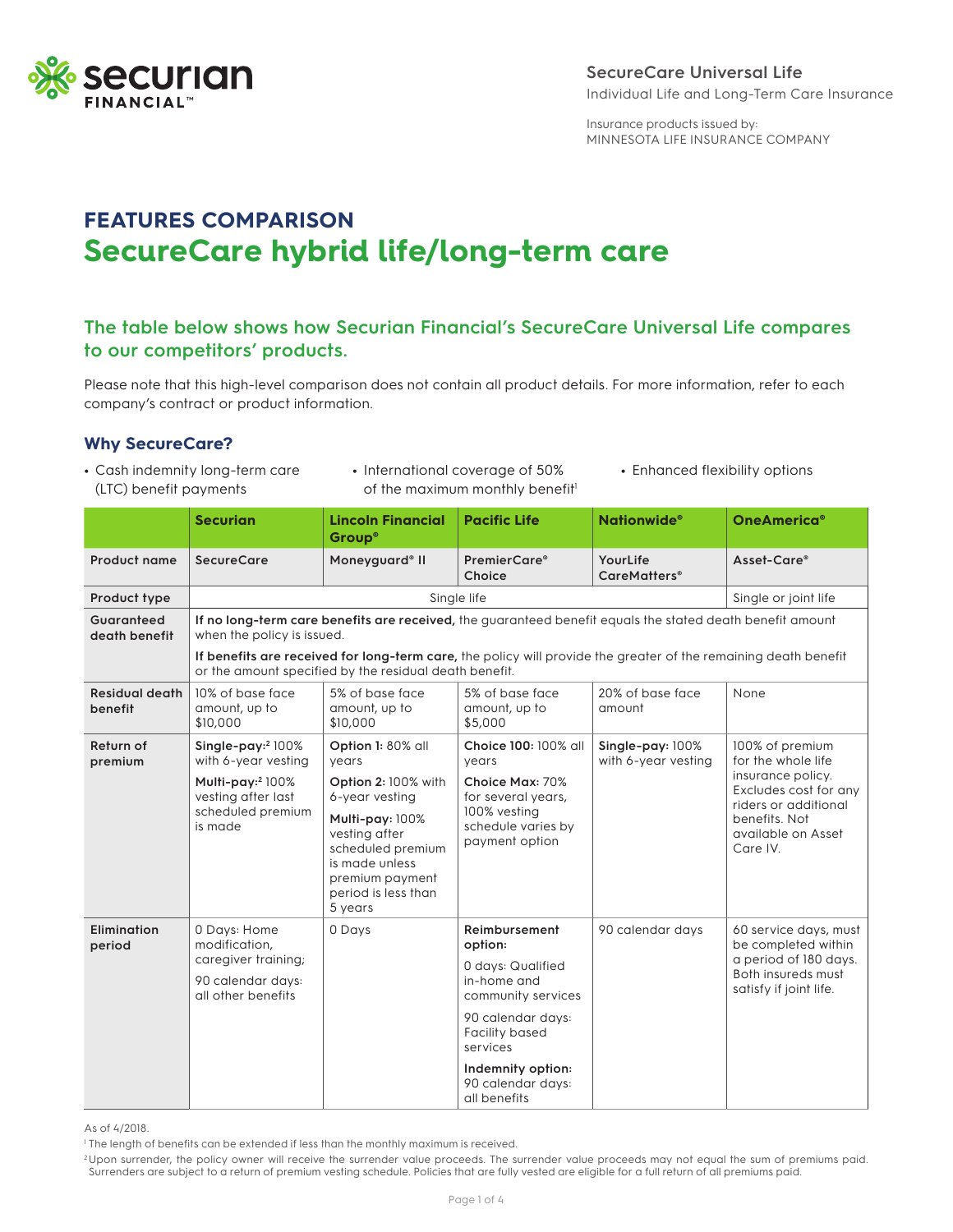SecureCare Universal Life

Individual Life and Long-Term Care Insurance

Insurance products issued by:
MINNESOTA LIFE INSURANCE COMPANY

# FEATURES COMPARISON

# SecureCare hybrid life/long-term care

## The table below shows how Securian Financial's SecureCare Universal Life compares to our competitors' products.

Please note that this high-level comparison does not contain all product details. For more information, refer to each company's contract or product information.

### Why SecureCare?

- Cash indemnity long-term care (LTC) benefit payments
- International coverage of 50% of the maximum monthly benefit[1]
- Enhanced flexibility options

| | Securian | Lincoln Financial Group® | Pacific Life | Nationwide® | OneAmerica® |
|---|---|---|---|---|---|
| **Product name** | **SecureCare** | **Moneyguard® II** | **PremierCare® Choice** | **YourLife CareMatters®** | **Asset-Care®** |
| **Product type** | Single life | | | | Single or joint life |
| **Guaranteed death benefit** | **If no long-term care benefits are received,** the guaranteed benefit equals the stated death benefit amount when the policy is issued. **If benefits are received for long-term care,** the policy will provide the greater of the remaining death benefit or the amount specified by the residual death benefit. | | | | |
| **Residual death benefit** | 10% of base face amount, up to $10,000 | 5% of base face amount, up to $10,000 | 5% of base face amount, up to $5,000 | 20% of base face amount | None |
| **Return of premium** | **Single-pay:**[2] 100% with 6-year vesting<br>**Multi-pay:**[2] 100% vesting after last scheduled premium is made | **Option 1:** 80% all years<br>**Option 2:** 100% with 6-year vesting<br>**Multi-pay:** 100% vesting after scheduled premium is made unless premium payment period is less than 5 years | **Choice 100:** 100% all years<br>**Choice Max:** 70% for several years, 100% vesting schedule varies by payment option | **Single-pay:** 100% with 6-year vesting | 100% of premium for the whole life insurance policy. Excludes cost for any riders or additional benefits. Not available on Asset Care IV. |
| **Elimination period** | 0 Days: Home modification, caregiver training;<br>90 calendar days: all other benefits | 0 Days | **Reimbursement option:**<br>0 days: Qualified in-home and community services<br>90 calendar days: Facility based services<br>**Indemnity option:** 90 calendar days: all benefits | 90 calendar days | 60 service days, must be completed within a period of 180 days. Both insureds must satisfy if joint life. |

As of 4/2018.

[1] The length of benefits can be extended if less than the monthly maximum is received.

[2] Upon surrender, the policy owner will receive the surrender value proceeds. The surrender value proceeds may not equal the sum of premiums paid. Surrenders are subject to a return of premium vesting schedule. Policies that are fully vested are eligible for a full return of all premiums paid.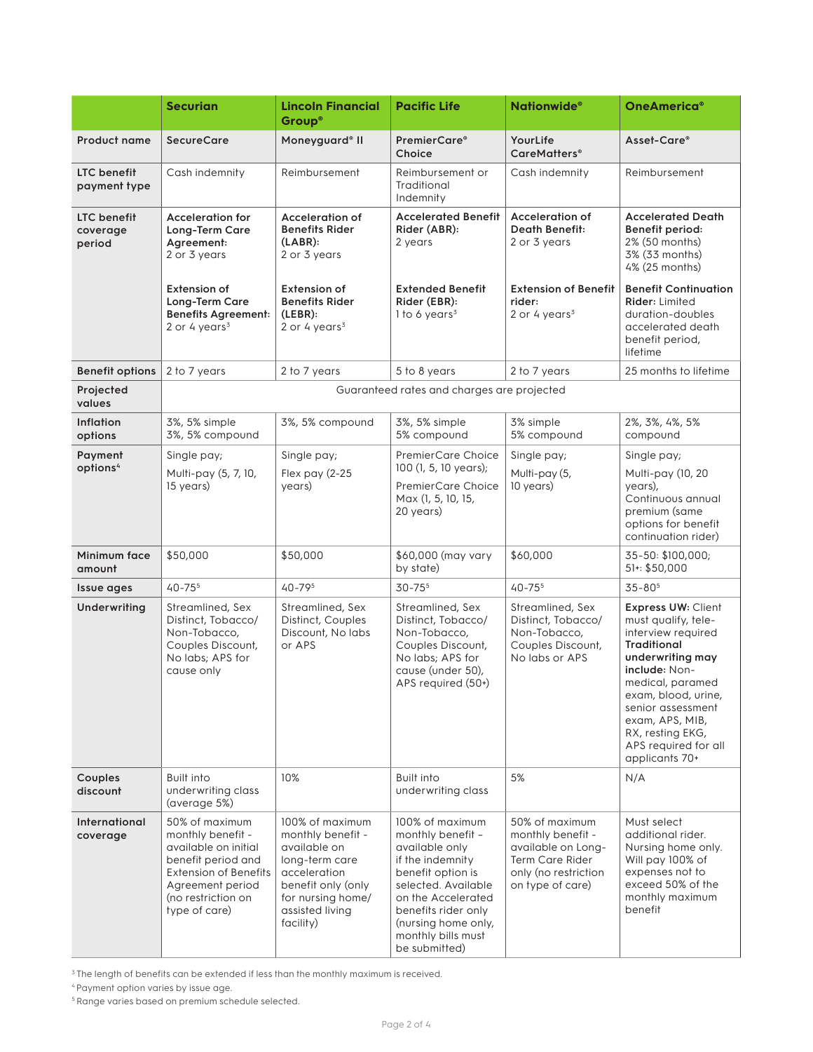| | Securian | Lincoln Financial Group® | Pacific Life | Nationwide® | OneAmerica® |
|---|---|---|---|---|---|
| **Product name** | **SecureCare** | **Moneyguard® II** | **PremierCare® Choice** | **YourLife CareMatters®** | **Asset-Care®** |
| **LTC benefit payment type** | Cash indemnity | Reimbursement | Reimbursement or Traditional Indemnity | Cash indemnity | Reimbursement |
| **LTC benefit coverage period** | **Acceleration for Long-Term Care Agreement:** 2 or 3 years<br><br>**Extension of Long-Term Care Benefits Agreement:** 2 or 4 years[3] | **Acceleration of Benefits Rider (LABR):** 2 or 3 years<br><br>**Extension of Benefits Rider (LEBR):** 2 or 4 years[3] | **Accelerated Benefit Rider (ABR):** 2 years<br><br>**Extended Benefit Rider (EBR):** 1 to 6 years[3] | **Acceleration of Death Benefit:** 2 or 3 years<br><br>**Extension of Benefit rider:** 2 or 4 years[3] | **Accelerated Death Benefit period:** 2% (50 months) 3% (33 months) 4% (25 months)<br><br>**Benefit Continuation Rider:** Limited duration-doubles accelerated death benefit period, lifetime |
| **Benefit options** | 2 to 7 years | 2 to 7 years | 5 to 8 years | 2 to 7 years | 25 months to lifetime |
| **Projected values** | Guaranteed rates and charges are projected | | | | |
| **Inflation options** | 3%, 5% simple<br>3%, 5% compound | 3%, 5% compound | 3%, 5% simple<br>5% compound | 3% simple<br>5% compound | 2%, 3%, 4%, 5% compound |
| **Payment options**[4] | Single pay;<br>Multi-pay (5, 7, 10, 15 years) | Single pay;<br>Flex pay (2-25 years) | PremierCare Choice 100 (1, 5, 10 years);<br>PremierCare Choice Max (1, 5, 10, 15, 20 years) | Single pay;<br>Multi-pay (5, 10 years) | Single pay;<br>Multi-pay (10, 20 years), Continuous annual premium (same options for benefit continuation rider) |
| **Minimum face amount** | $50,000 | $50,000 | $60,000 (may vary by state) | $60,000 | 35-50: $100,000; 51+: $50,000 |
| **Issue ages** | 40-75[5] | 40-79[5] | 30-75[5] | 40-75[5] | 35-80[5] |
| **Underwriting** | Streamlined, Sex Distinct, Tobacco/ Non-Tobacco, Couples Discount, No labs; APS for cause only | Streamlined, Sex Distinct, Couples Discount, No labs or APS | Streamlined, Sex Distinct, Tobacco/ Non-Tobacco, Couples Discount, No labs; APS for cause (under 50), APS required (50+) | Streamlined, Sex Distinct, Tobacco/ Non-Tobacco, Couples Discount, No labs or APS | **Express UW:** Client must qualify, tele-interview required **Traditional underwriting may include:** Non-medical, paramed exam, blood, urine, senior assessment exam, APS, MIB, RX, resting EKG, APS required for all applicants 70+ |
| **Couples discount** | Built into underwriting class (average 5%) | 10% | Built into underwriting class | 5% | N/A |
| **International coverage** | 50% of maximum monthly benefit - available on initial benefit period and Extension of Benefits Agreement period (no restriction on type of care) | 100% of maximum monthly benefit - available on long-term care acceleration benefit only (only for nursing home/ assisted living facility) | 100% of maximum monthly benefit – available only if the indemnity benefit option is selected. Available on the Accelerated benefits rider only (nursing home only, monthly bills must be submitted) | 50% of maximum monthly benefit - available only on Long-Term Care Rider only (no restriction on type of care) | Must select additional rider. Nursing home only. Will pay 100% of expenses not to exceed 50% of the monthly maximum benefit |

[3] The length of benefits can be extended if less than the monthly maximum is received.

[4] Payment option varies by issue age.

[5] Range varies based on premium schedule selected.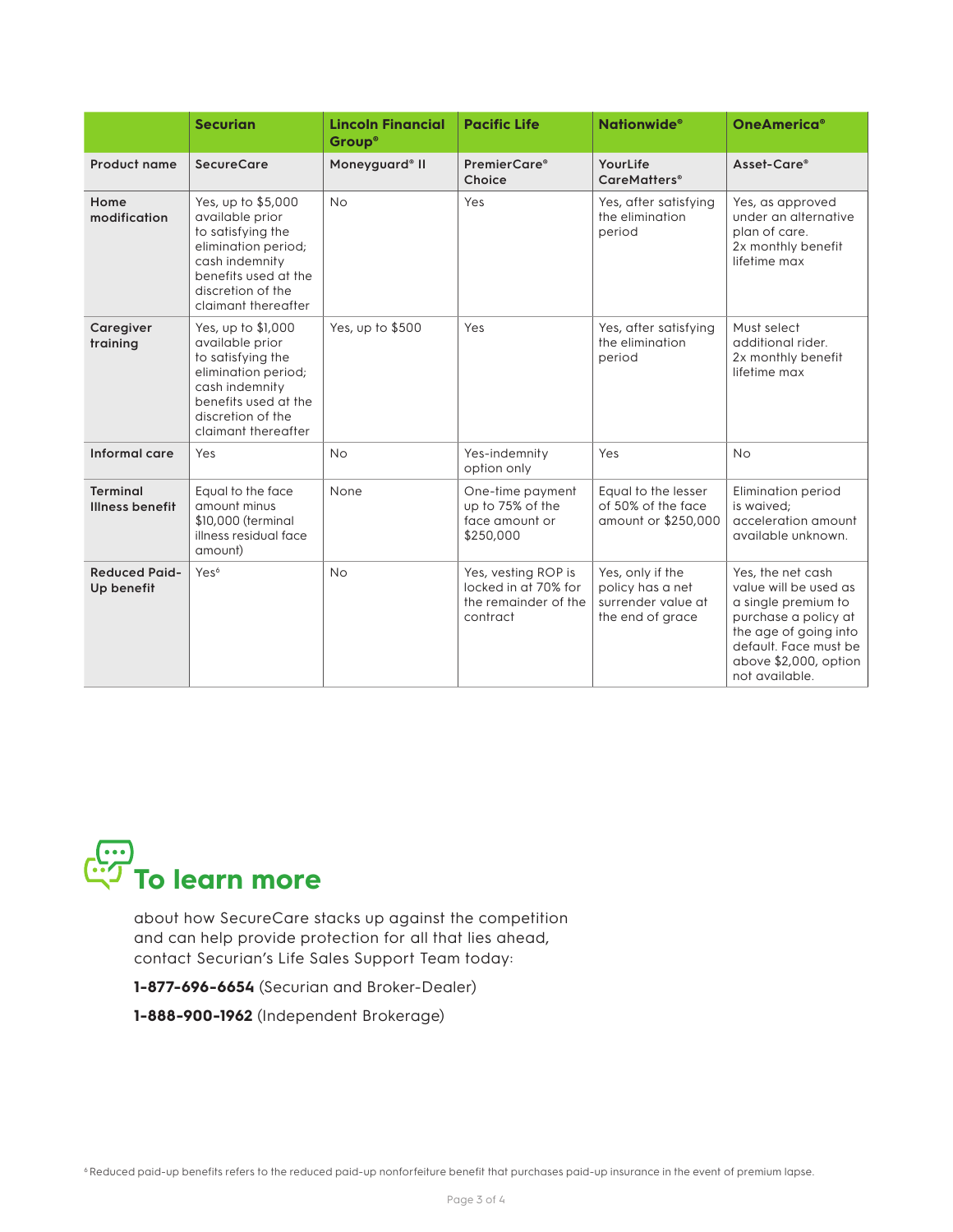| | Securian | Lincoln Financial Group® | Pacific Life | Nationwide® | OneAmerica® |
|---|---|---|---|---|---|
| **Product name** | **SecureCare** | **Moneyguard® II** | **PremierCare® Choice** | **YourLife CareMatters®** | **Asset-Care®** |
| **Home modification** | Yes, up to $5,000 available prior to satisfying the elimination period; cash indemnity benefits used at the discretion of the claimant thereafter | No | Yes | Yes, after satisfying the elimination period | Yes, as approved under an alternative plan of care. 2x monthly benefit lifetime max |
| **Caregiver training** | Yes, up to $1,000 available prior to satisfying the elimination period; cash indemnity benefits used at the discretion of the claimant thereafter | Yes, up to $500 | Yes | Yes, after satisfying the elimination period | Must select additional rider. 2x monthly benefit lifetime max |
| **Informal care** | Yes | No | Yes-indemnity option only | Yes | No |
| **Terminal Illness benefit** | Equal to the face amount minus $10,000 (terminal illness residual face amount) | None | One-time payment up to 75% of the face amount or $250,000 | Equal to the lesser of 50% of the face amount or $250,000 | Elimination period is waived; acceleration amount available unknown. |
| **Reduced Paid-Up benefit** | Yes[6] | No | Yes, vesting ROP is locked in at 70% for the remainder of the contract | Yes, only if the policy has a net surrender value at the end of grace | Yes, the net cash value will be used as a single premium to purchase a policy at the age of going into default. Face must be above $2,000, option not available. |

## To learn more

about how SecureCare stacks up against the competition and can help provide protection for all that lies ahead, contact Securian's Life Sales Support Team today:

**1-877-696-6654** (Securian and Broker-Dealer)

**1-888-900-1962** (Independent Brokerage)

[6] Reduced paid-up benefits refers to the reduced paid-up nonforfeiture benefit that purchases paid-up insurance in the event of premium lapse.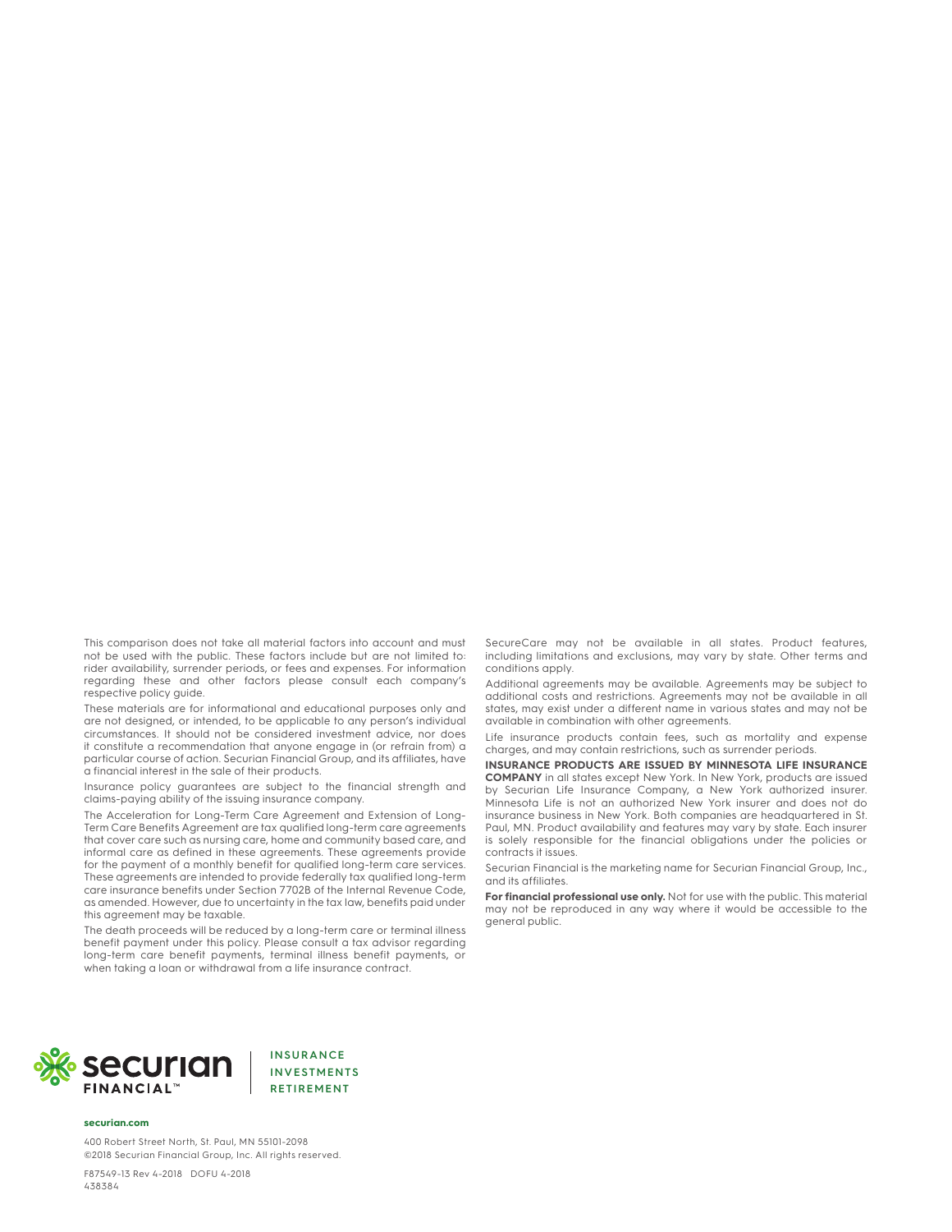This comparison does not take all material factors into account and must not be used with the public. These factors include but are not limited to: rider availability, surrender periods, or fees and expenses. For information regarding these and other factors please consult each company's respective policy guide.

These materials are for informational and educational purposes only and are not designed, or intended, to be applicable to any person's individual circumstances. It should not be considered investment advice, nor does it constitute a recommendation that anyone engage in (or refrain from) a particular course of action. Securian Financial Group, and its affiliates, have a financial interest in the sale of their products.

Insurance policy guarantees are subject to the financial strength and claims-paying ability of the issuing insurance company.

The Acceleration for Long-Term Care Agreement and Extension of Long-Term Care Benefits Agreement are tax qualified long-term care agreements that cover care such as nursing care, home and community based care, and informal care as defined in these agreements. These agreements provide for the payment of a monthly benefit for qualified long-term care services. These agreements are intended to provide federally tax qualified long-term care insurance benefits under Section 7702B of the Internal Revenue Code, as amended. However, due to uncertainty in the tax law, benefits paid under this agreement may be taxable.

The death proceeds will be reduced by a long-term care or terminal illness benefit payment under this policy. Please consult a tax advisor regarding long-term care benefit payments, terminal illness benefit payments, or when taking a loan or withdrawal from a life insurance contract.

SecureCare may not be available in all states. Product features, including limitations and exclusions, may vary by state. Other terms and conditions apply.

Additional agreements may be available. Agreements may be subject to additional costs and restrictions. Agreements may not be available in all states, may exist under a different name in various states and may not be available in combination with other agreements.

Life insurance products contain fees, such as mortality and expense charges, and may contain restrictions, such as surrender periods.

**INSURANCE PRODUCTS ARE ISSUED BY MINNESOTA LIFE INSURANCE COMPANY** in all states except New York. In New York, products are issued by Securian Life Insurance Company, a New York authorized insurer. Minnesota Life is not an authorized New York insurer and does not do insurance business in New York. Both companies are headquartered in St. Paul, MN. Product availability and features may vary by state. Each insurer is solely responsible for the financial obligations under the policies or contracts it issues.

Securian Financial is the marketing name for Securian Financial Group, Inc., and its affiliates.

**For financial professional use only.** Not for use with the public. This material may not be reproduced in any way where it would be accessible to the general public.

securian FINANCIAL™ | INSURANCE INVESTMENTS RETIREMENT

**securian.com**

400 Robert Street North, St. Paul, MN 55101-2098
©2018 Securian Financial Group, Inc. All rights reserved.

F87549-13 Rev 4-2018 DOFU 4-2018
438384